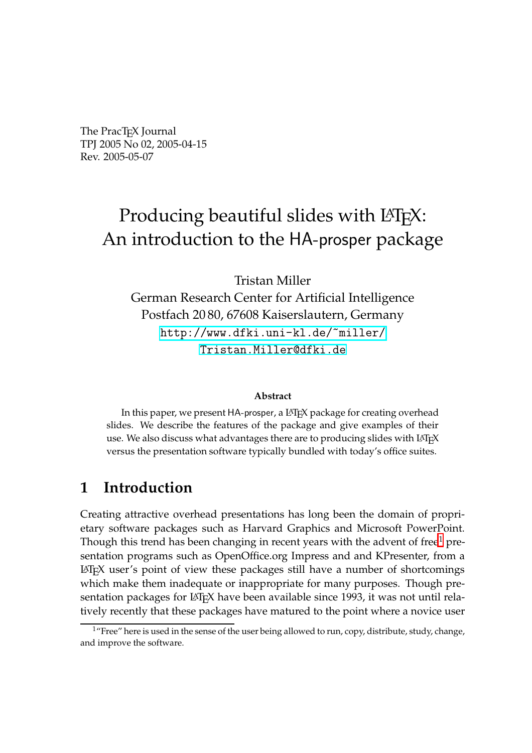The PracTeX Journal
TPJ 2005 No 02, 2005-04-15
Rev. 2005-05-07

# Producing beautiful slides with LaTeX: An introduction to the HA-prosper package

Tristan Miller
German Research Center for Artificial Intelligence
Postfach 20 80, 67608 Kaiserslautern, Germany
http://www.dfki.uni-kl.de/~miller/
Tristan.Miller@dfki.de

**Abstract**

In this paper, we present HA-prosper, a LaTeX package for creating overhead slides. We describe the features of the package and give examples of their use. We also discuss what advantages there are to producing slides with LaTeX versus the presentation software typically bundled with today's office suites.

## 1 Introduction

Creating attractive overhead presentations has long been the domain of proprietary software packages such as Harvard Graphics and Microsoft PowerPoint. Though this trend has been changing in recent years with the advent of free[1] presentation programs such as OpenOffice.org Impress and and KPresenter, from a LaTeX user's point of view these packages still have a number of shortcomings which make them inadequate or inappropriate for many purposes. Though presentation packages for LaTeX have been available since 1993, it was not until relatively recently that these packages have matured to the point where a novice user

[1] "Free" here is used in the sense of the user being allowed to run, copy, distribute, study, change, and improve the software.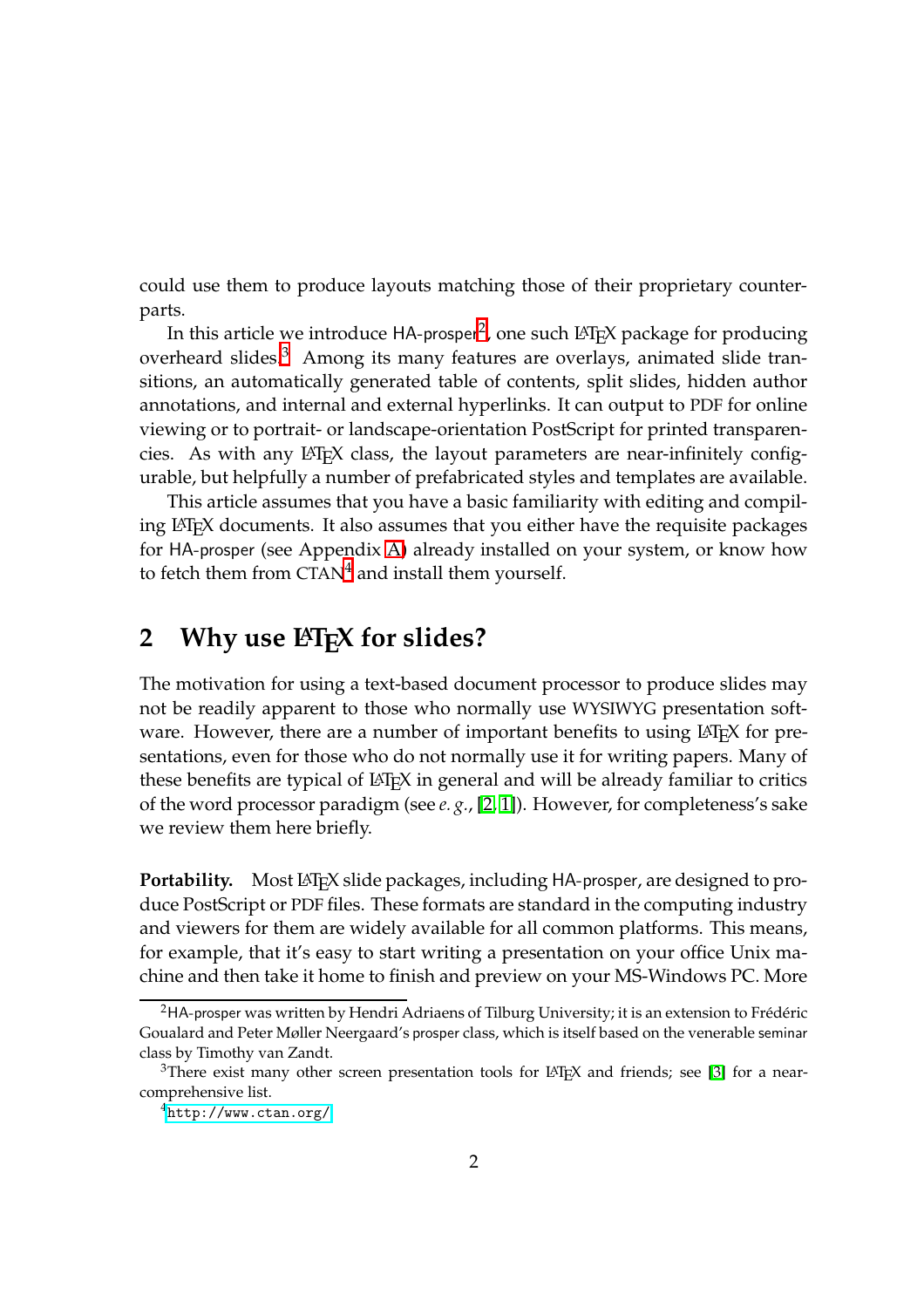could use them to produce layouts matching those of their proprietary counterparts.

In this article we introduce HA-prosper[2], one such LaTeX package for producing overheard slides.[3] Among its many features are overlays, animated slide transitions, an automatically generated table of contents, split slides, hidden author annotations, and internal and external hyperlinks. It can output to PDF for online viewing or to portrait- or landscape-orientation PostScript for printed transparencies. As with any LaTeX class, the layout parameters are near-infinitely configurable, but helpfully a number of prefabricated styles and templates are available.

This article assumes that you have a basic familiarity with editing and compiling LaTeX documents. It also assumes that you either have the requisite packages for HA-prosper (see Appendix A) already installed on your system, or know how to fetch them from CTAN[4] and install them yourself.

## 2 Why use LaTeX for slides?

The motivation for using a text-based document processor to produce slides may not be readily apparent to those who normally use WYSIWYG presentation software. However, there are a number of important benefits to using LaTeX for presentations, even for those who do not normally use it for writing papers. Many of these benefits are typical of LaTeX in general and will be already familiar to critics of the word processor paradigm (see *e. g.*, [2, 1]). However, for completeness's sake we review them here briefly.

**Portability.** Most LaTeX slide packages, including HA-prosper, are designed to produce PostScript or PDF files. These formats are standard in the computing industry and viewers for them are widely available for all common platforms. This means, for example, that it's easy to start writing a presentation on your office Unix machine and then take it home to finish and preview on your MS-Windows PC. More

---

[2] HA-prosper was written by Hendri Adriaens of Tilburg University; it is an extension to Frédéric Goualard and Peter Møller Neergaard's prosper class, which is itself based on the venerable seminar class by Timothy van Zandt.

[3] There exist many other screen presentation tools for LaTeX and friends; see [3] for a near-comprehensive list.

[4] `http://www.ctan.org/`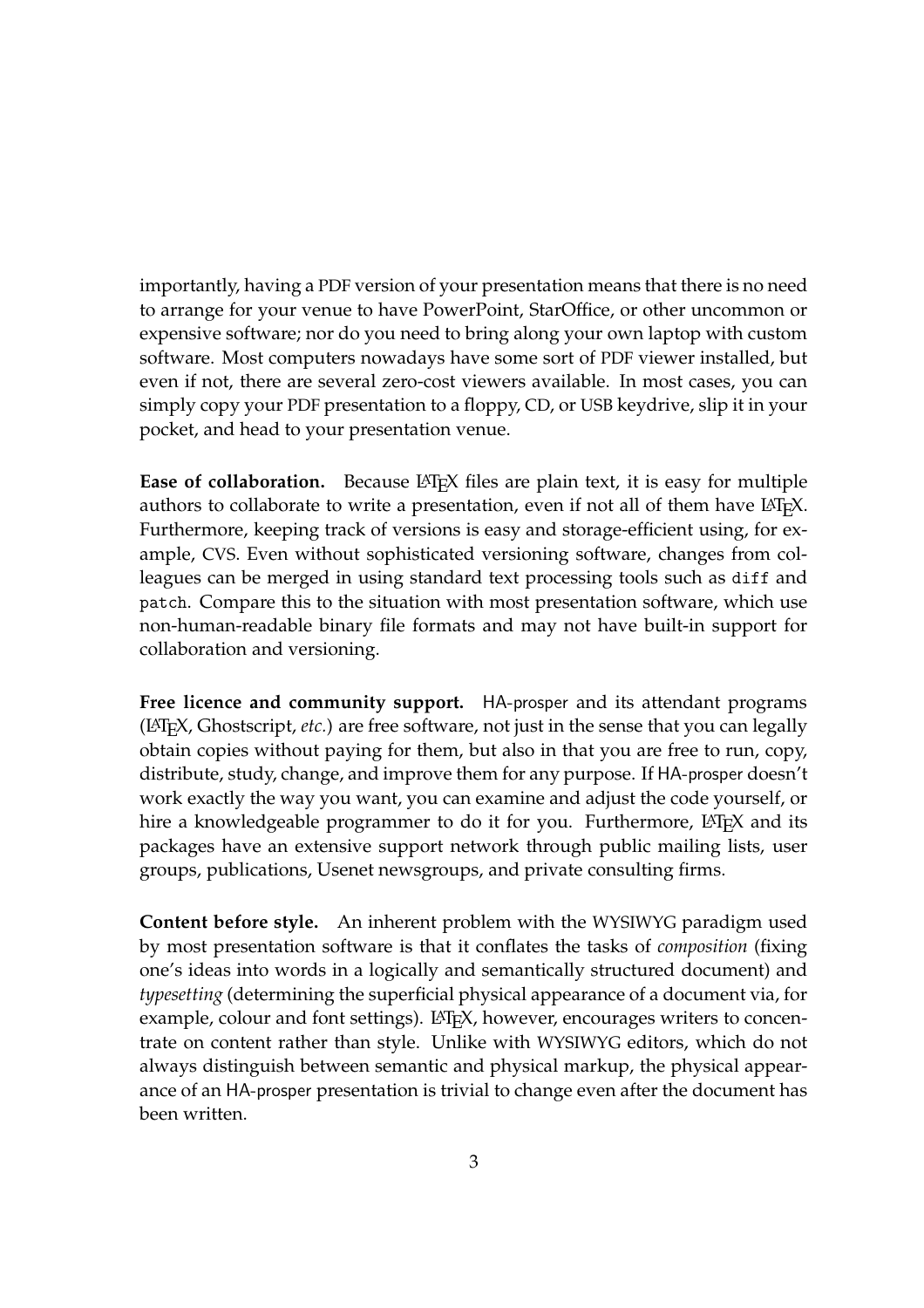importantly, having a PDF version of your presentation means that there is no need to arrange for your venue to have PowerPoint, StarOffice, or other uncommon or expensive software; nor do you need to bring along your own laptop with custom software. Most computers nowadays have some sort of PDF viewer installed, but even if not, there are several zero-cost viewers available. In most cases, you can simply copy your PDF presentation to a floppy, CD, or USB keydrive, slip it in your pocket, and head to your presentation venue.

**Ease of collaboration.** Because LaTeX files are plain text, it is easy for multiple authors to collaborate to write a presentation, even if not all of them have LaTeX. Furthermore, keeping track of versions is easy and storage-efficient using, for example, CVS. Even without sophisticated versioning software, changes from colleagues can be merged in using standard text processing tools such as `diff` and `patch`. Compare this to the situation with most presentation software, which use non-human-readable binary file formats and may not have built-in support for collaboration and versioning.

**Free licence and community support.** HA-prosper and its attendant programs (LaTeX, Ghostscript, *etc.*) are free software, not just in the sense that you can legally obtain copies without paying for them, but also in that you are free to run, copy, distribute, study, change, and improve them for any purpose. If HA-prosper doesn't work exactly the way you want, you can examine and adjust the code yourself, or hire a knowledgeable programmer to do it for you. Furthermore, LaTeX and its packages have an extensive support network through public mailing lists, user groups, publications, Usenet newsgroups, and private consulting firms.

**Content before style.** An inherent problem with the WYSIWYG paradigm used by most presentation software is that it conflates the tasks of *composition* (fixing one's ideas into words in a logically and semantically structured document) and *typesetting* (determining the superficial physical appearance of a document via, for example, colour and font settings). LaTeX, however, encourages writers to concentrate on content rather than style. Unlike with WYSIWYG editors, which do not always distinguish between semantic and physical markup, the physical appearance of an HA-prosper presentation is trivial to change even after the document has been written.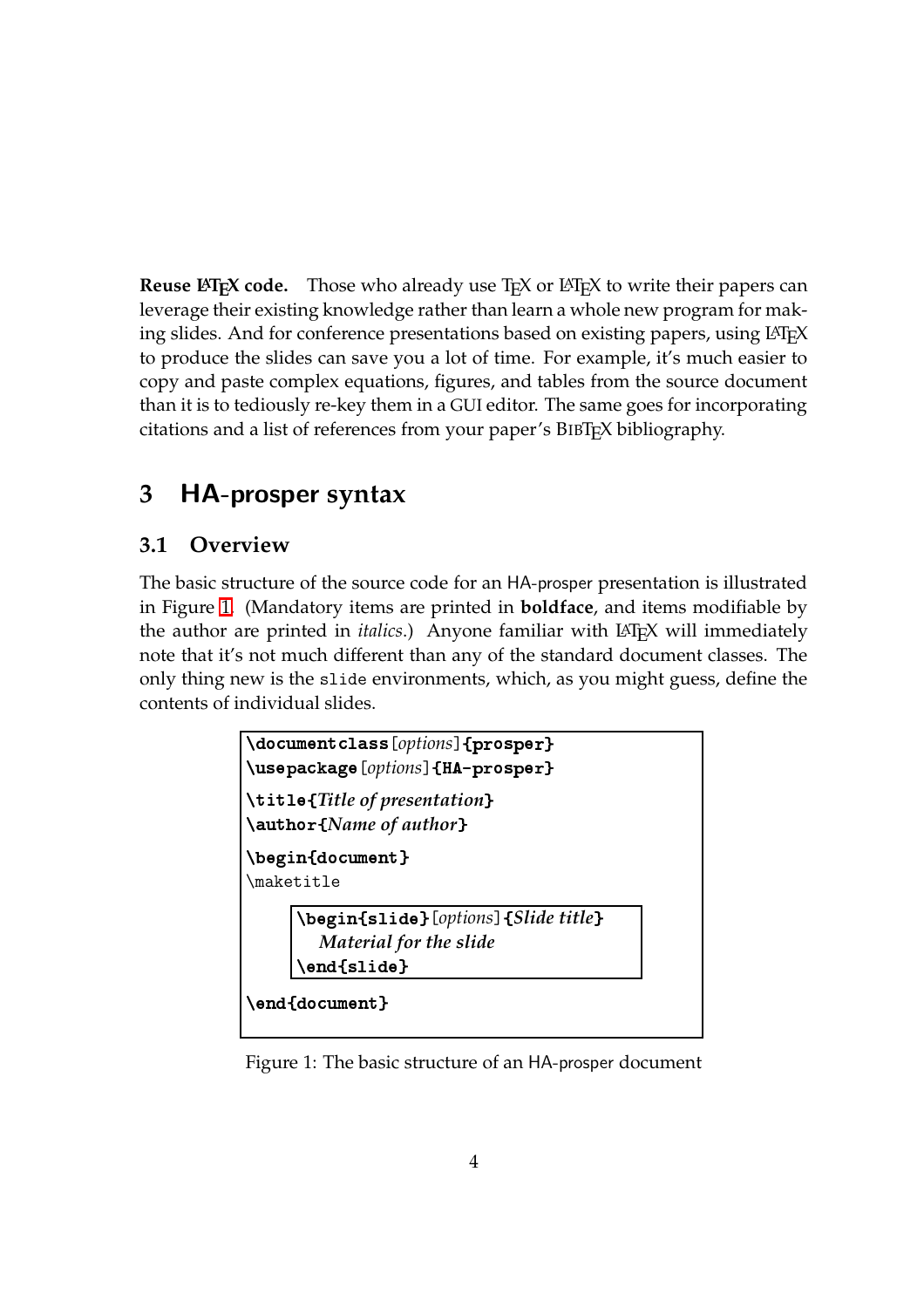**Reuse LaTeX code.** Those who already use TeX or LaTeX to write their papers can leverage their existing knowledge rather than learn a whole new program for making slides. And for conference presentations based on existing papers, using LaTeX to produce the slides can save you a lot of time. For example, it's much easier to copy and paste complex equations, figures, and tables from the source document than it is to tediously re-key them in a GUI editor. The same goes for incorporating citations and a list of references from your paper's BibTeX bibliography.

# 3 HA-prosper syntax

## 3.1 Overview

The basic structure of the source code for an HA-prosper presentation is illustrated in Figure 1. (Mandatory items are printed in **boldface**, and items modifiable by the author are printed in *italics*.) Anyone familiar with LaTeX will immediately note that it's not much different than any of the standard document classes. The only thing new is the `slide` environments, which, as you might guess, define the contents of individual slides.

```
\documentclass[options]{prosper}
\usepackage[options]{HA-prosper}

\title{Title of presentation}
\author{Name of author}

\begin{document}
\maketitle

    \begin{slide}[options]{Slide title}
      Material for the slide
    \end{slide}

\end{document}
```

Figure 1: The basic structure of an HA-prosper document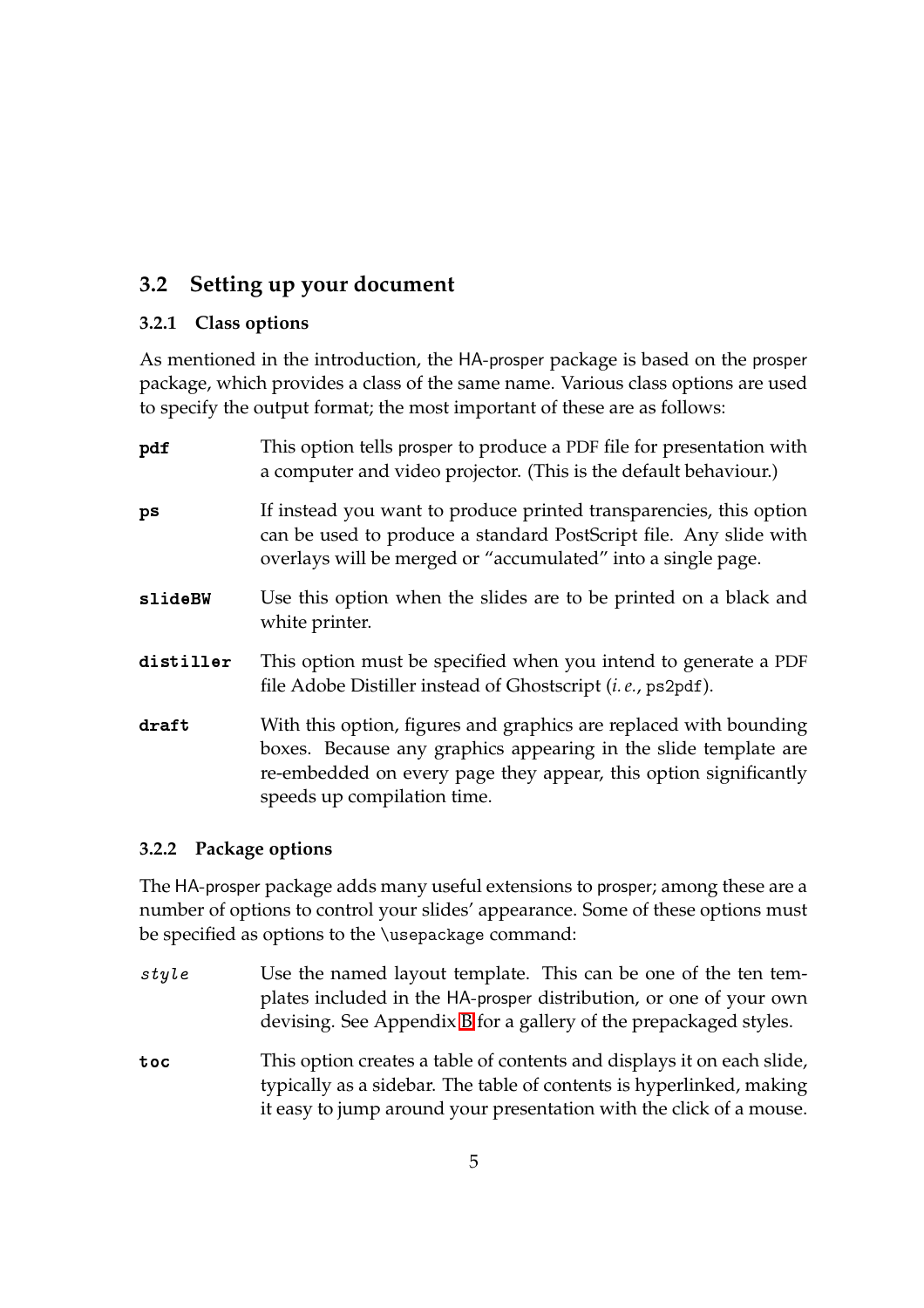## 3.2 Setting up your document

### 3.2.1 Class options

As mentioned in the introduction, the HA-prosper package is based on the prosper package, which provides a class of the same name. Various class options are used to specify the output format; the most important of these are as follows:

**`pdf`** This option tells prosper to produce a PDF file for presentation with a computer and video projector. (This is the default behaviour.)

**`ps`** If instead you want to produce printed transparencies, this option can be used to produce a standard PostScript file. Any slide with overlays will be merged or "accumulated" into a single page.

**`slideBW`** Use this option when the slides are to be printed on a black and white printer.

**`distiller`** This option must be specified when you intend to generate a PDF file Adobe Distiller instead of Ghostscript (*i. e.*, `ps2pdf`).

**`draft`** With this option, figures and graphics are replaced with bounding boxes. Because any graphics appearing in the slide template are re-embedded on every page they appear, this option significantly speeds up compilation time.

### 3.2.2 Package options

The HA-prosper package adds many useful extensions to prosper; among these are a number of options to control your slides' appearance. Some of these options must be specified as options to the `\usepackage` command:

*`style`* Use the named layout template. This can be one of the ten templates included in the HA-prosper distribution, or one of your own devising. See Appendix B for a gallery of the prepackaged styles.

**`toc`** This option creates a table of contents and displays it on each slide, typically as a sidebar. The table of contents is hyperlinked, making it easy to jump around your presentation with the click of a mouse.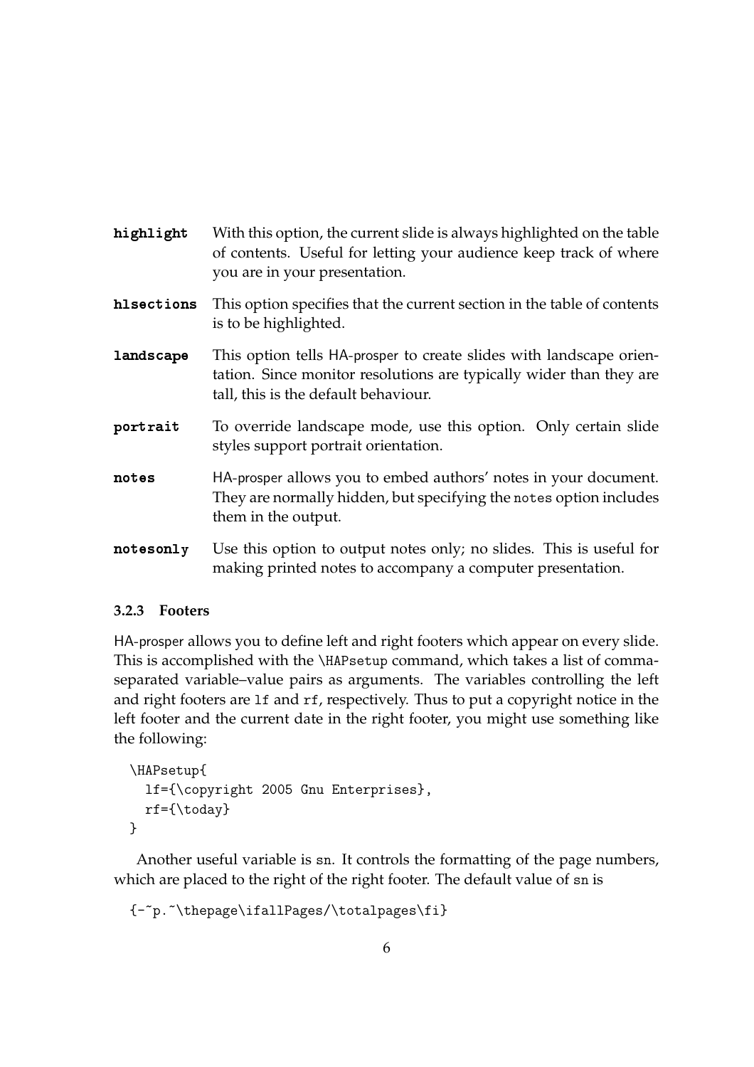**highlight** With this option, the current slide is always highlighted on the table of contents. Useful for letting your audience keep track of where you are in your presentation.

**hlsections** This option specifies that the current section in the table of contents is to be highlighted.

**landscape** This option tells HA-prosper to create slides with landscape orientation. Since monitor resolutions are typically wider than they are tall, this is the default behaviour.

**portrait** To override landscape mode, use this option. Only certain slide styles support portrait orientation.

**notes** HA-prosper allows you to embed authors' notes in your document. They are normally hidden, but specifying the `notes` option includes them in the output.

**notesonly** Use this option to output notes only; no slides. This is useful for making printed notes to accompany a computer presentation.

#### 3.2.3 Footers

HA-prosper allows you to define left and right footers which appear on every slide. This is accomplished with the `\HAPsetup` command, which takes a list of comma-separated variable–value pairs as arguments. The variables controlling the left and right footers are `lf` and `rf`, respectively. Thus to put a copyright notice in the left footer and the current date in the right footer, you might use something like the following:

```
\HAPsetup{
  lf={\copyright 2005 Gnu Enterprises},
  rf={\today}
}
```

Another useful variable is `sn`. It controls the formatting of the page numbers, which are placed to the right of the right footer. The default value of `sn` is

```
{-~p.~\thepage\ifallPages/\totalpages\fi}
```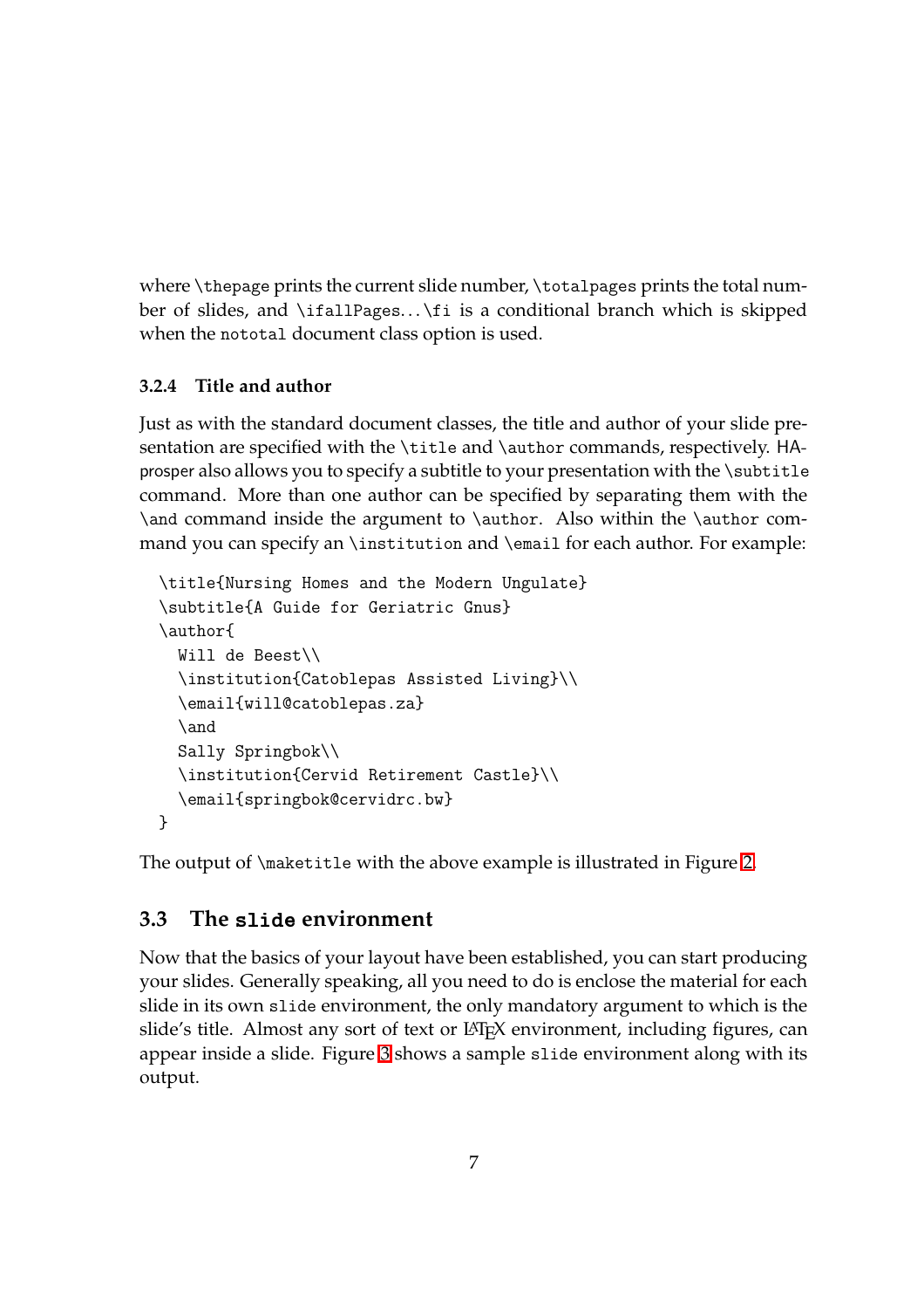where `\thepage` prints the current slide number, `\totalpages` prints the total number of slides, and `\ifallPages...\fi` is a conditional branch which is skipped when the `nototal` document class option is used.

#### 3.2.4 Title and author

Just as with the standard document classes, the title and author of your slide presentation are specified with the `\title` and `\author` commands, respectively. HA-prosper also allows you to specify a subtitle to your presentation with the `\subtitle` command. More than one author can be specified by separating them with the `\and` command inside the argument to `\author`. Also within the `\author` command you can specify an `\institution` and `\email` for each author. For example:

```
\title{Nursing Homes and the Modern Ungulate}
\subtitle{A Guide for Geriatric Gnus}
\author{
  Will de Beest\\
  \institution{Catoblepas Assisted Living}\\
  \email{will@catoblepas.za}
  \and
  Sally Springbok\\
  \institution{Cervid Retirement Castle}\\
  \email{springbok@cervidrc.bw}
}
```

The output of `\maketitle` with the above example is illustrated in Figure 2.

### 3.3 The `slide` environment

Now that the basics of your layout have been established, you can start producing your slides. Generally speaking, all you need to do is enclose the material for each slide in its own `slide` environment, the only mandatory argument to which is the slide's title. Almost any sort of text or LaTeX environment, including figures, can appear inside a slide. Figure 3 shows a sample `slide` environment along with its output.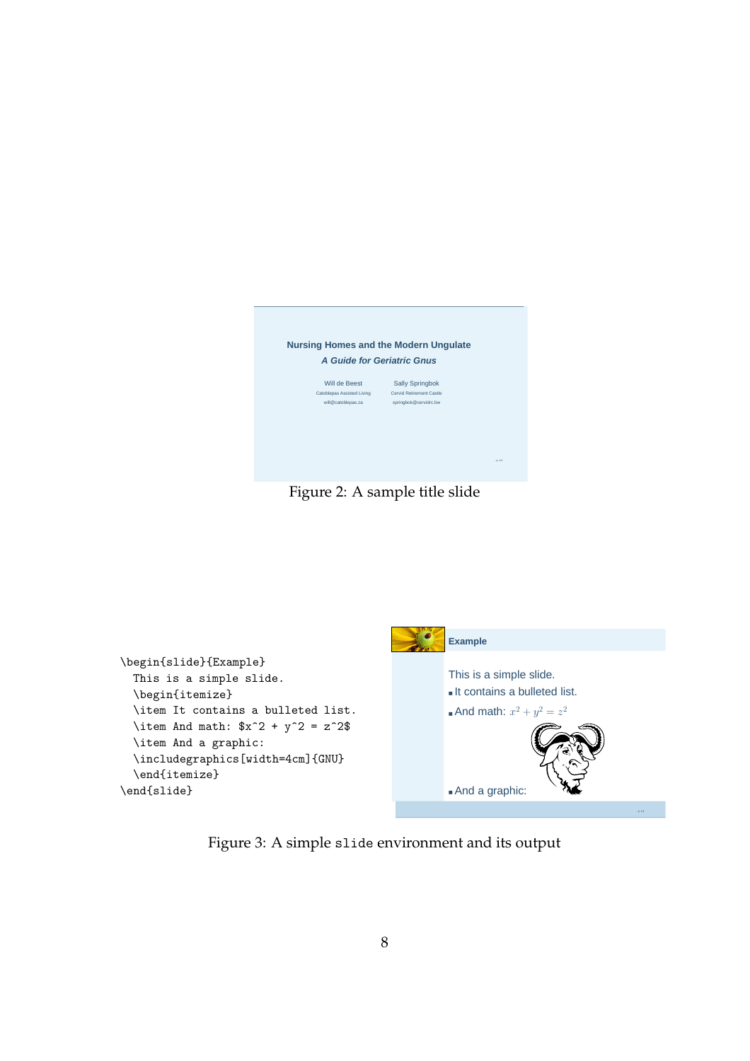Figure 2: A sample title slide

```
\begin{slide}{Example}
  This is a simple slide.
  \begin{itemize}
  \item It contains a bulleted list.
  \item And math: $x^2 + y^2 = z^2$
  \item And a graphic:
  \includegraphics[width=4cm]{GNU}
  \end{itemize}
\end{slide}
```

Figure 3: A simple `slide` environment and its output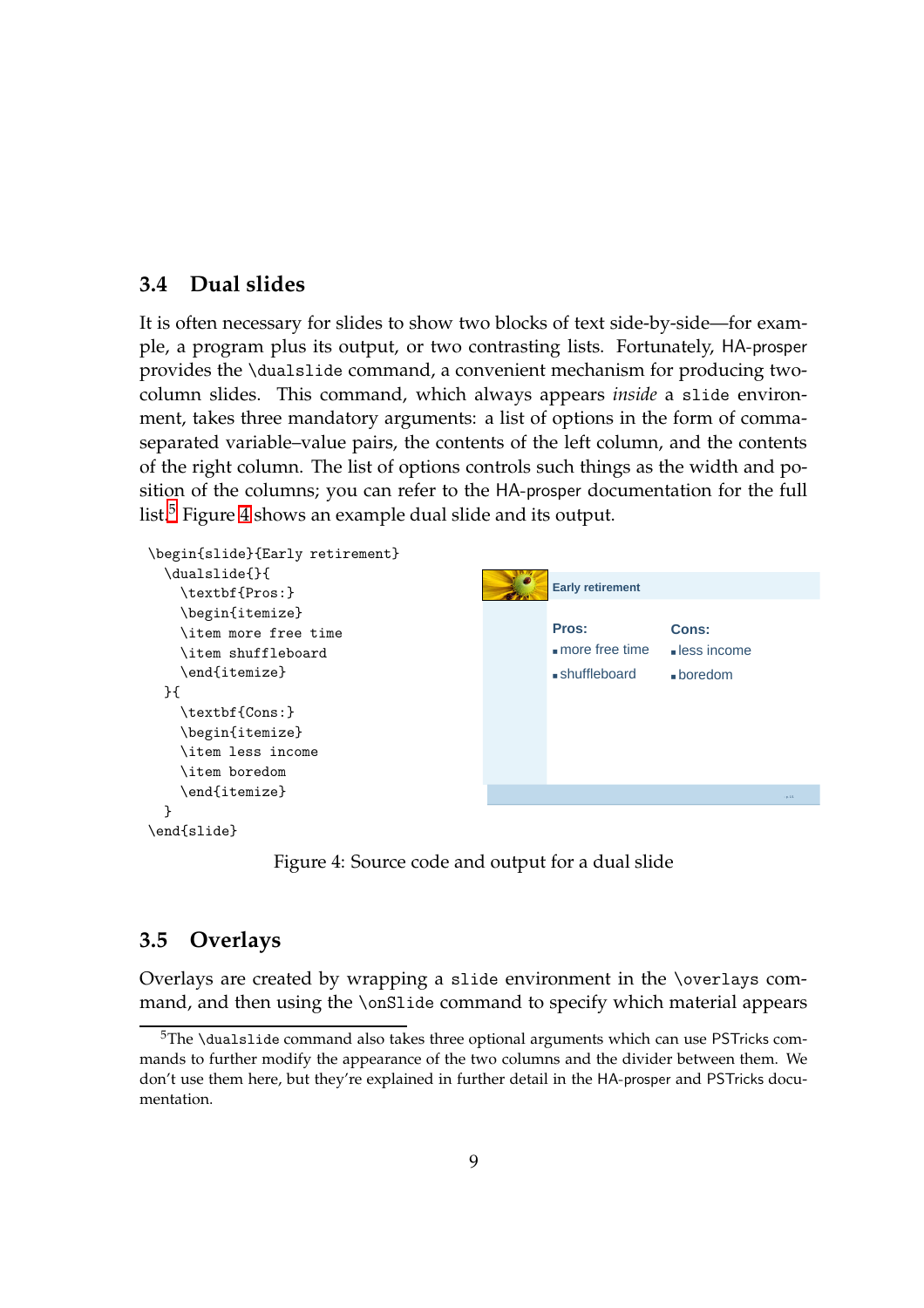## 3.4 Dual slides

It is often necessary for slides to show two blocks of text side-by-side—for example, a program plus its output, or two contrasting lists. Fortunately, HA-prosper provides the `\dualslide` command, a convenient mechanism for producing two-column slides. This command, which always appears *inside* a `slide` environment, takes three mandatory arguments: a list of options in the form of comma-separated variable–value pairs, the contents of the left column, and the contents of the right column. The list of options controls such things as the width and position of the columns; you can refer to the HA-prosper documentation for the full list.[5] Figure 4 shows an example dual slide and its output.

```
\begin{slide}{Early retirement}
  \dualslide{}{
    \textbf{Pros:}
    \begin{itemize}
    \item more free time
    \item shuffleboard
    \end{itemize}
  }{
    \textbf{Cons:}
    \begin{itemize}
    \item less income
    \item boredom
    \end{itemize}
  }
\end{slide}
```

Early retirement

**Pros:**
- more free time
- shuffleboard

**Cons:**
- less income
- boredom

Figure 4: Source code and output for a dual slide

## 3.5 Overlays

Overlays are created by wrapping a `slide` environment in the `\overlays` command, and then using the `\onSlide` command to specify which material appears

[5] The `\dualslide` command also takes three optional arguments which can use PSTricks commands to further modify the appearance of the two columns and the divider between them. We don't use them here, but they're explained in further detail in the HA-prosper and PSTricks documentation.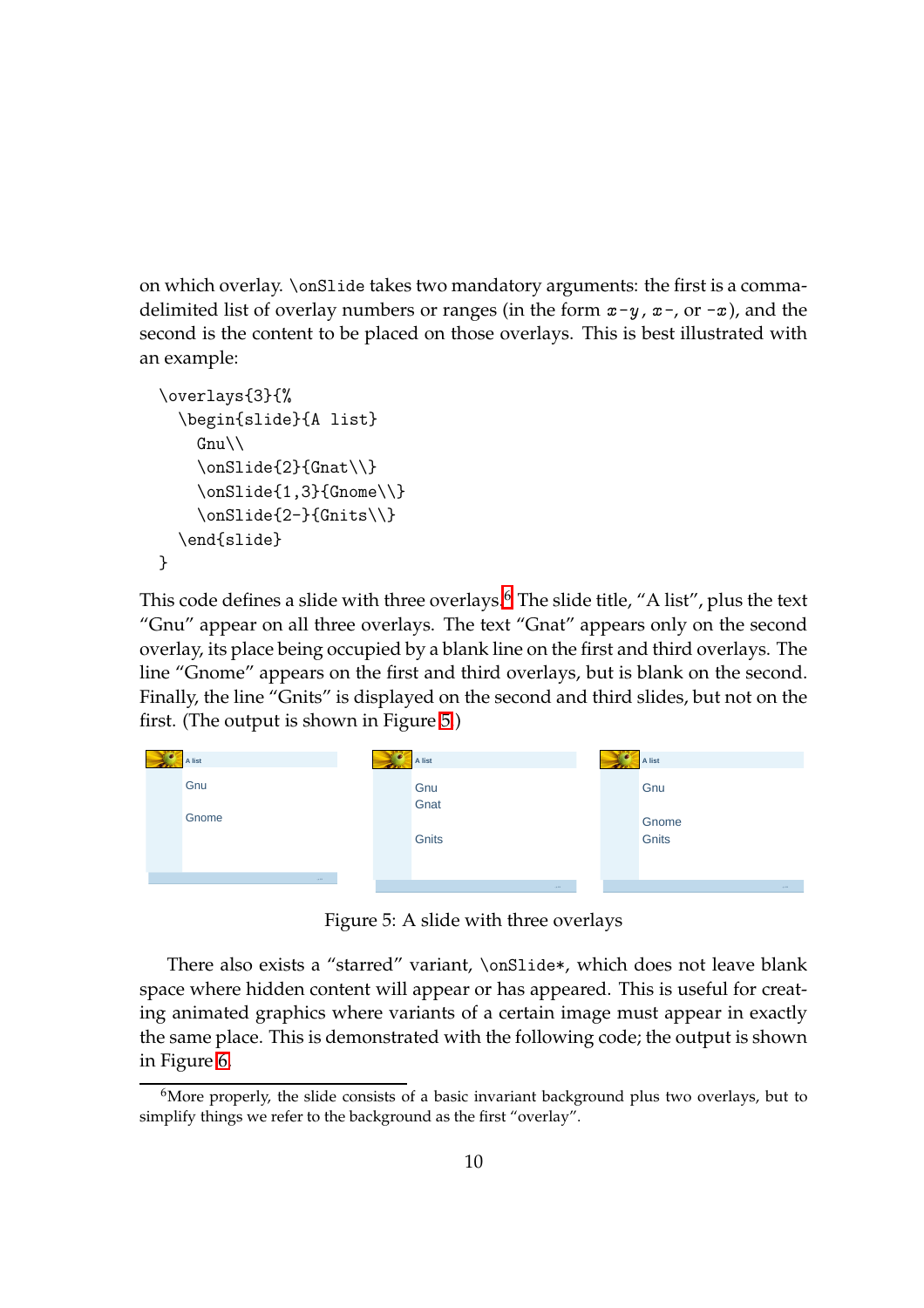on which overlay. `\onSlide` takes two mandatory arguments: the first is a comma-delimited list of overlay numbers or ranges (in the form $x$-$y$, $x$-, or -$x$), and the second is the content to be placed on those overlays. This is best illustrated with an example:

```
\overlays{3}{%
  \begin{slide}{A list}
    Gnu\\
    \onSlide{2}{Gnat\\}
    \onSlide{1,3}{Gnome\\}
    \onSlide{2-}{Gnits\\}
  \end{slide}
}
```

This code defines a slide with three overlays.[6] The slide title, "A list", plus the text "Gnu" appear on all three overlays. The text "Gnat" appears only on the second overlay, its place being occupied by a blank line on the first and third overlays. The line "Gnome" appears on the first and third overlays, but is blank on the second. Finally, the line "Gnits" is displayed on the second and third slides, but not on the first. (The output is shown in Figure 5.)

Figure 5: A slide with three overlays

There also exists a "starred" variant, `\onSlide*`, which does not leave blank space where hidden content will appear or has appeared. This is useful for creating animated graphics where variants of a certain image must appear in exactly the same place. This is demonstrated with the following code; the output is shown in Figure 6.

[6] More properly, the slide consists of a basic invariant background plus two overlays, but to simplify things we refer to the background as the first "overlay".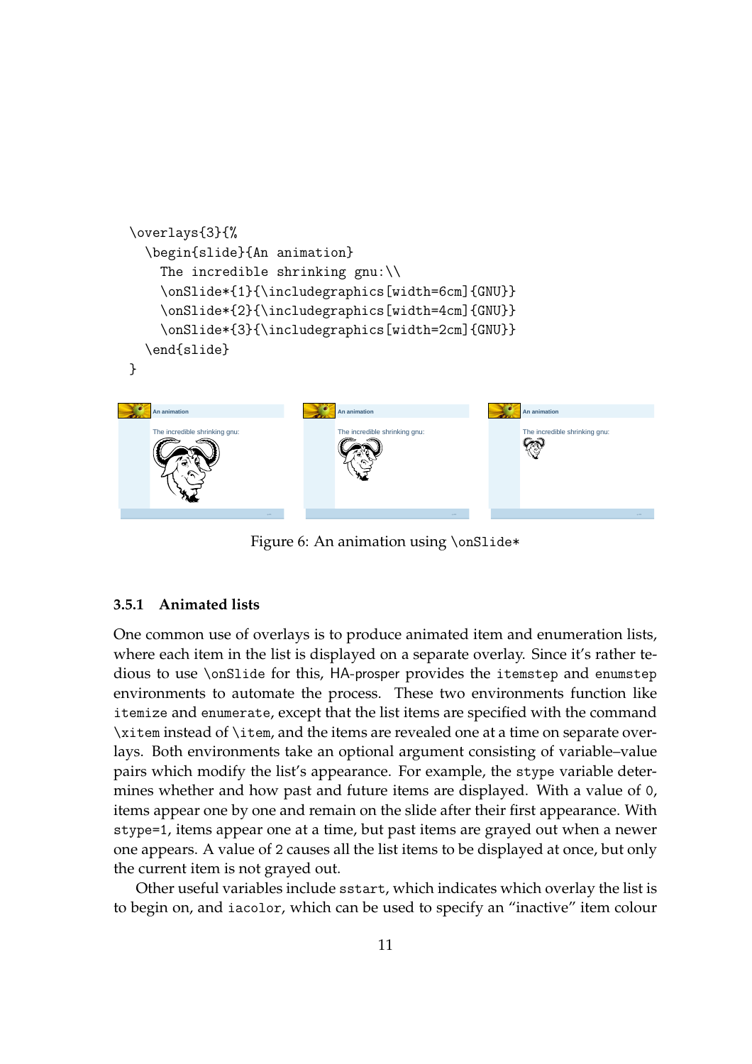```
\overlays{3}{%
  \begin{slide}{An animation}
    The incredible shrinking gnu:\\
    \onSlide*{1}{\includegraphics[width=6cm]{GNU}}
    \onSlide*{2}{\includegraphics[width=4cm]{GNU}}
    \onSlide*{3}{\includegraphics[width=2cm]{GNU}}
  \end{slide}
}
```

Figure 6: An animation using `\onSlide*`

### 3.5.1 Animated lists

One common use of overlays is to produce animated item and enumeration lists, where each item in the list is displayed on a separate overlay. Since it's rather tedious to use `\onSlide` for this, HA-prosper provides the `itemstep` and `enumstep` environments to automate the process. These two environments function like `itemize` and `enumerate`, except that the list items are specified with the command `\xitem` instead of `\item`, and the items are revealed one at a time on separate overlays. Both environments take an optional argument consisting of variable–value pairs which modify the list's appearance. For example, the `stype` variable determines whether and how past and future items are displayed. With a value of `0`, items appear one by one and remain on the slide after their first appearance. With `stype=1`, items appear one at a time, but past items are grayed out when a newer one appears. A value of `2` causes all the list items to be displayed at once, but only the current item is not grayed out.

Other useful variables include `sstart`, which indicates which overlay the list is to begin on, and `iacolor`, which can be used to specify an "inactive" item colour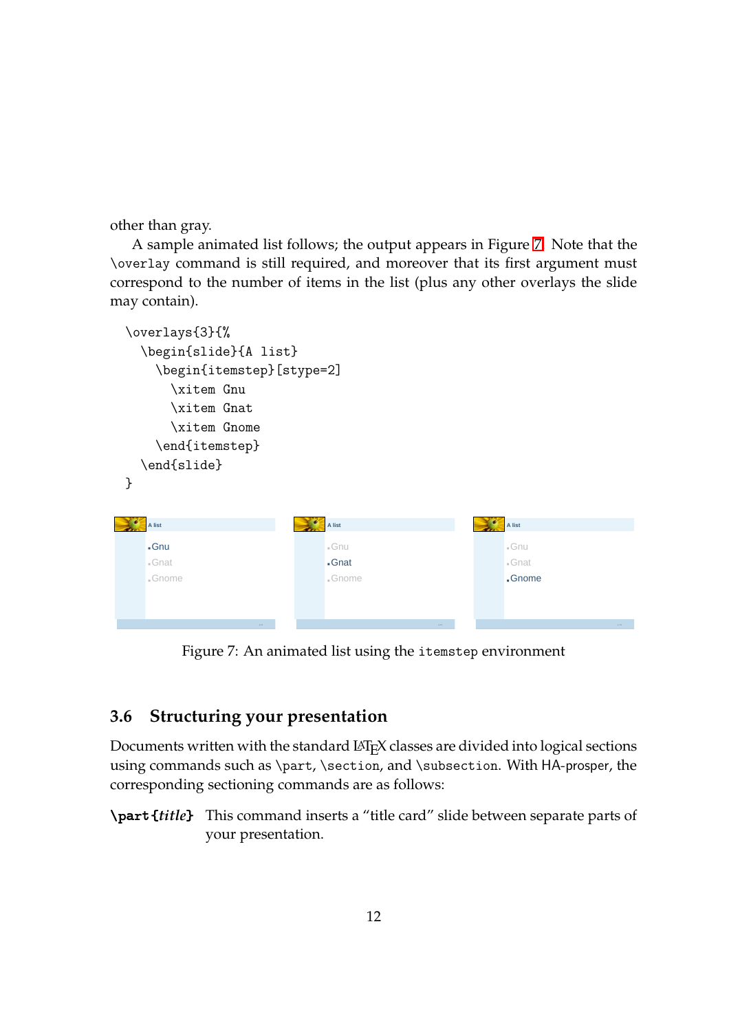other than gray.

A sample animated list follows; the output appears in Figure 7. Note that the `\overlay` command is still required, and moreover that its first argument must correspond to the number of items in the list (plus any other overlays the slide may contain).

```
\overlays{3}{%
  \begin{slide}{A list}
    \begin{itemstep}[stype=2]
      \xitem Gnu
      \xitem Gnat
      \xitem Gnome
    \end{itemstep}
  \end{slide}
}
```

Figure 7: An animated list using the `itemstep` environment

## 3.6 Structuring your presentation

Documents written with the standard LaTeX classes are divided into logical sections using commands such as `\part`, `\section`, and `\subsection`. With HA-prosper, the corresponding sectioning commands are as follows:

**`\part{`*title*`}`** This command inserts a "title card" slide between separate parts of your presentation.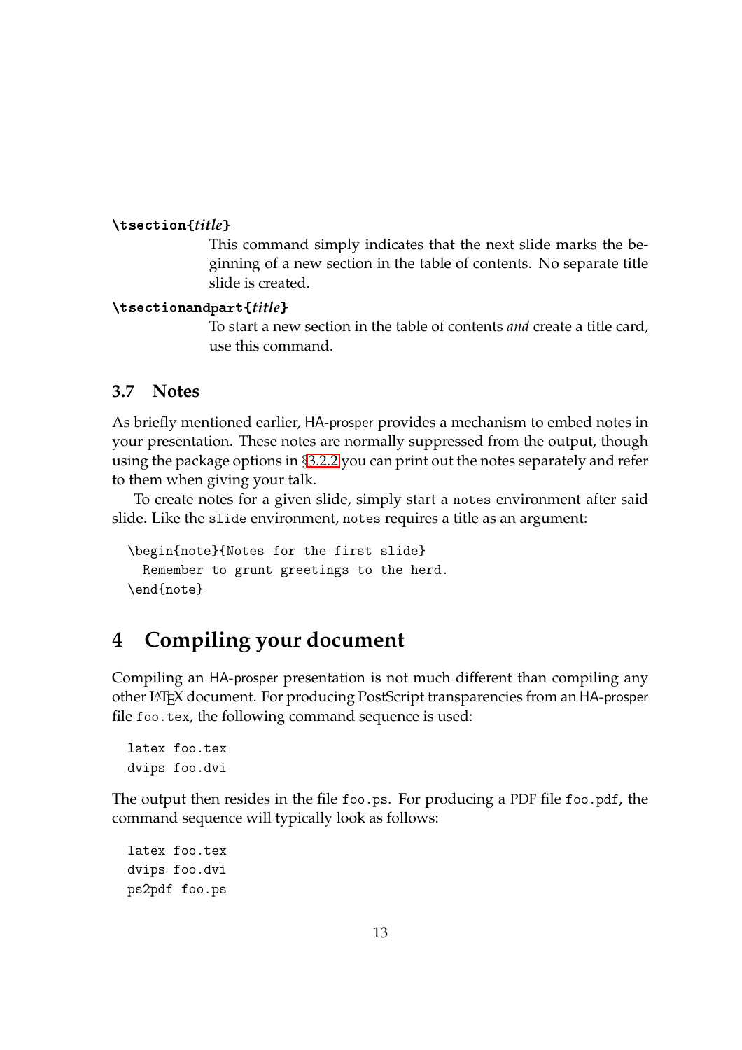**\tsection{*title*}**

This command simply indicates that the next slide marks the beginning of a new section in the table of contents. No separate title slide is created.

**\tsectionandpart{*title*}**

To start a new section in the table of contents *and* create a title card, use this command.

### 3.7 Notes

As briefly mentioned earlier, HA-prosper provides a mechanism to embed notes in your presentation. These notes are normally suppressed from the output, though using the package options in §3.2.2 you can print out the notes separately and refer to them when giving your talk.

To create notes for a given slide, simply start a `notes` environment after said slide. Like the `slide` environment, `notes` requires a title as an argument:

```
\begin{note}{Notes for the first slide}
  Remember to grunt greetings to the herd.
\end{note}
```

## 4 Compiling your document

Compiling an HA-prosper presentation is not much different than compiling any other LaTeX document. For producing PostScript transparencies from an HA-prosper file `foo.tex`, the following command sequence is used:

```
latex foo.tex
dvips foo.dvi
```

The output then resides in the file `foo.ps`. For producing a PDF file `foo.pdf`, the command sequence will typically look as follows:

```
latex foo.tex
dvips foo.dvi
ps2pdf foo.ps
```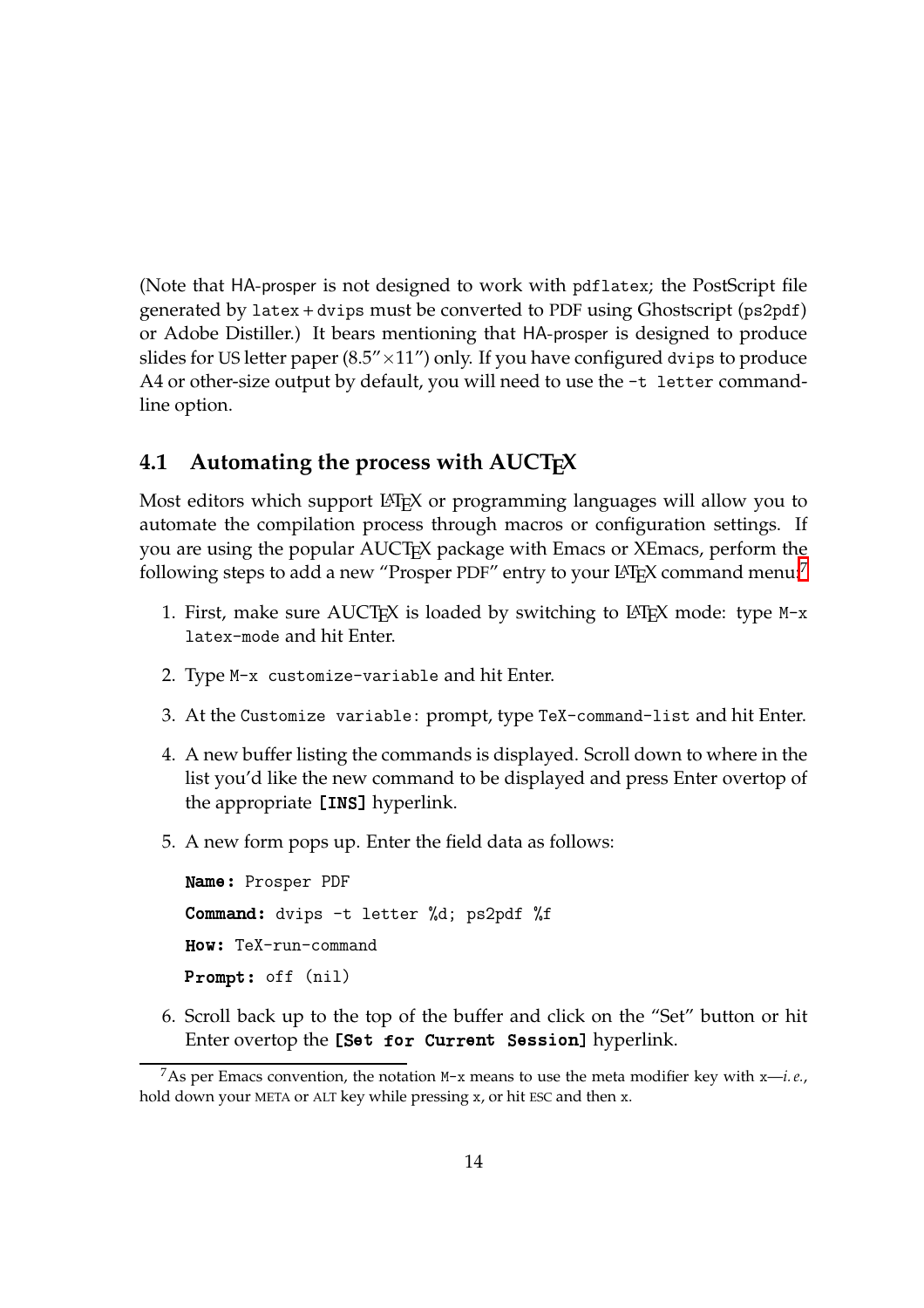(Note that HA-prosper is not designed to work with `pdflatex`; the PostScript file generated by `latex` + `dvips` must be converted to PDF using Ghostscript (`ps2pdf`) or Adobe Distiller.) It bears mentioning that HA-prosper is designed to produce slides for US letter paper (8.5″×11″) only. If you have configured `dvips` to produce A4 or other-size output by default, you will need to use the `-t letter` command-line option.

## 4.1 Automating the process with AUCTeX

Most editors which support LaTeX or programming languages will allow you to automate the compilation process through macros or configuration settings. If you are using the popular AUCTeX package with Emacs or XEmacs, perform the following steps to add a new "Prosper PDF" entry to your LaTeX command menu:[7]

1. First, make sure AUCTeX is loaded by switching to LaTeX mode: type `M-x latex-mode` and hit Enter.
2. Type `M-x customize-variable` and hit Enter.
3. At the `Customize variable:` prompt, type `TeX-command-list` and hit Enter.
4. A new buffer listing the commands is displayed. Scroll down to where in the list you'd like the new command to be displayed and press Enter overtop of the appropriate **`[INS]`** hyperlink.
5. A new form pops up. Enter the field data as follows:

   **`Name:`** `Prosper PDF`

   **`Command:`** `dvips -t letter %d; ps2pdf %f`

   **`How:`** `TeX-run-command`

   **`Prompt:`** `off (nil)`

6. Scroll back up to the top of the buffer and click on the "Set" button or hit Enter overtop the **`[Set for Current Session]`** hyperlink.

[7] As per Emacs convention, the notation `M-x` means to use the meta modifier key with `x`—*i. e.*, hold down your META or ALT key while pressing `x`, or hit ESC and then `x`.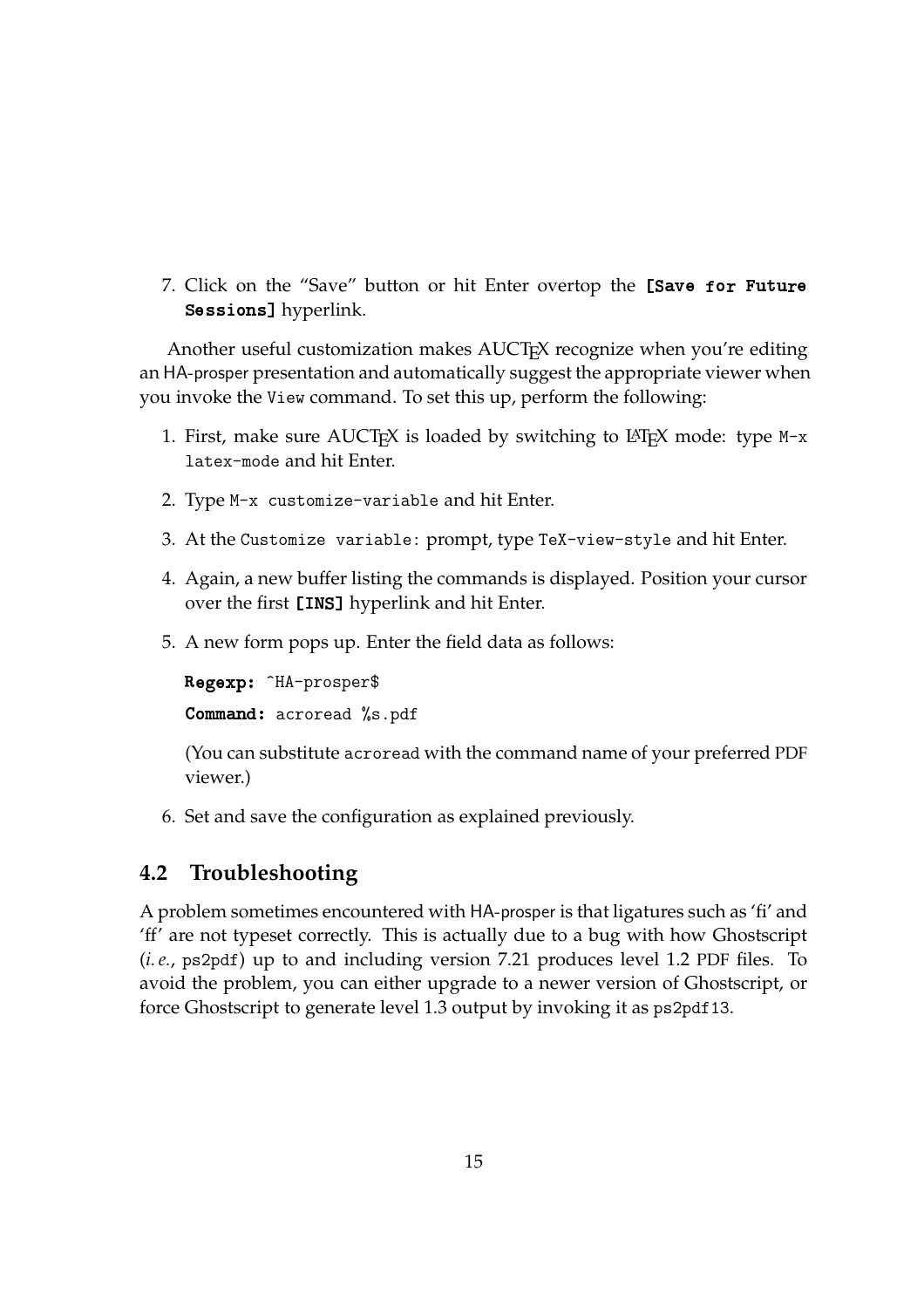7. Click on the "Save" button or hit Enter overtop the **[Save for Future Sessions]** hyperlink.

Another useful customization makes AUCTEX recognize when you're editing an HA-prosper presentation and automatically suggest the appropriate viewer when you invoke the `View` command. To set this up, perform the following:

1. First, make sure AUCTEX is loaded by switching to LaTeX mode: type `M-x latex-mode` and hit Enter.

2. Type `M-x customize-variable` and hit Enter.

3. At the `Customize variable:` prompt, type `TeX-view-style` and hit Enter.

4. Again, a new buffer listing the commands is displayed. Position your cursor over the first **[INS]** hyperlink and hit Enter.

5. A new form pops up. Enter the field data as follows:

   **Regexp:** `^HA-prosper$`

   **Command:** `acroread %s.pdf`

   (You can substitute `acroread` with the command name of your preferred PDF viewer.)

6. Set and save the configuration as explained previously.

## 4.2 Troubleshooting

A problem sometimes encountered with HA-prosper is that ligatures such as 'fi' and 'ff' are not typeset correctly. This is actually due to a bug with how Ghostscript (*i. e.*, `ps2pdf`) up to and including version 7.21 produces level 1.2 PDF files. To avoid the problem, you can either upgrade to a newer version of Ghostscript, or force Ghostscript to generate level 1.3 output by invoking it as `ps2pdf13`.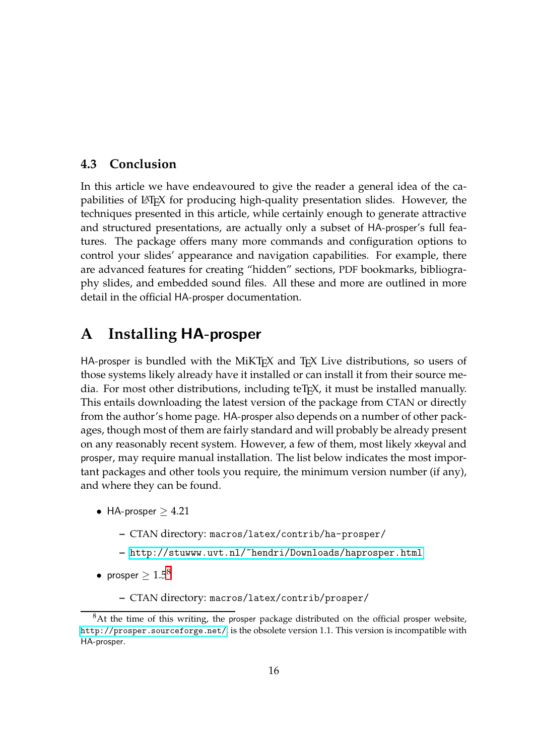### 4.3 Conclusion

In this article we have endeavoured to give the reader a general idea of the capabilities of LaTeX for producing high-quality presentation slides. However, the techniques presented in this article, while certainly enough to generate attractive and structured presentations, are actually only a subset of HA-prosper's full features. The package offers many more commands and configuration options to control your slides' appearance and navigation capabilities. For example, there are advanced features for creating "hidden" sections, PDF bookmarks, bibliography slides, and embedded sound files. All these and more are outlined in more detail in the official HA-prosper documentation.

## A Installing HA-prosper

HA-prosper is bundled with the MiKTeX and TeX Live distributions, so users of those systems likely already have it installed or can install it from their source media. For most other distributions, including teTeX, it must be installed manually. This entails downloading the latest version of the package from CTAN or directly from the author's home page. HA-prosper also depends on a number of other packages, though most of them are fairly standard and will probably be already present on any reasonably recent system. However, a few of them, most likely xkeyval and prosper, may require manual installation. The list below indicates the most important packages and other tools you require, the minimum version number (if any), and where they can be found.

- HA-prosper $\geq 4.21$
  - CTAN directory: `macros/latex/contrib/ha-prosper/`
  - `http://stuwww.uvt.nl/~hendri/Downloads/haprosper.html`
- prosper $\geq 1.5$[8]
  - CTAN directory: `macros/latex/contrib/prosper/`

[8] At the time of this writing, the prosper package distributed on the official prosper website, `http://prosper.sourceforge.net/`, is the obsolete version 1.1. This version is incompatible with HA-prosper.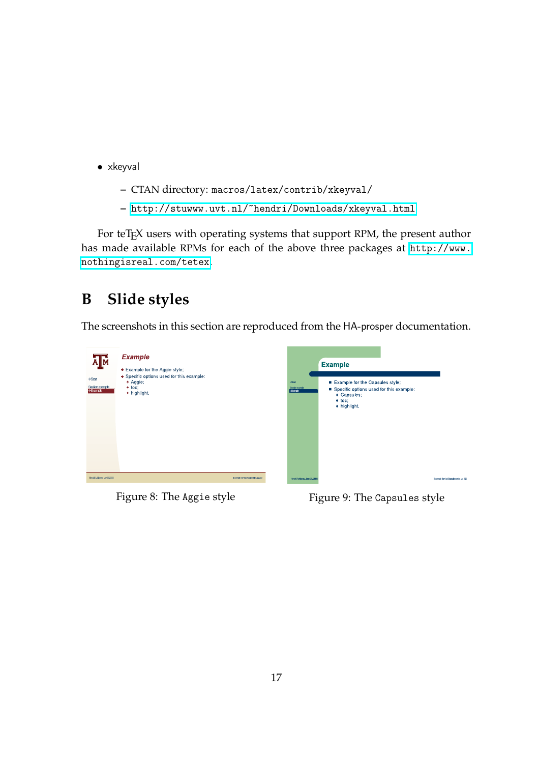- xkeyval
  - CTAN directory: `macros/latex/contrib/xkeyval/`
  - `http://stuwww.uvt.nl/~hendri/Downloads/xkeyval.html`

For teTEX users with operating systems that support RPM, the present author has made available RPMs for each of the above three packages at `http://www.nothingisreal.com/tetex`.

# B Slide styles

The screenshots in this section are reproduced from the HA-prosper documentation.

Figure 8: The `Aggie` style

Figure 9: The `Capsules` style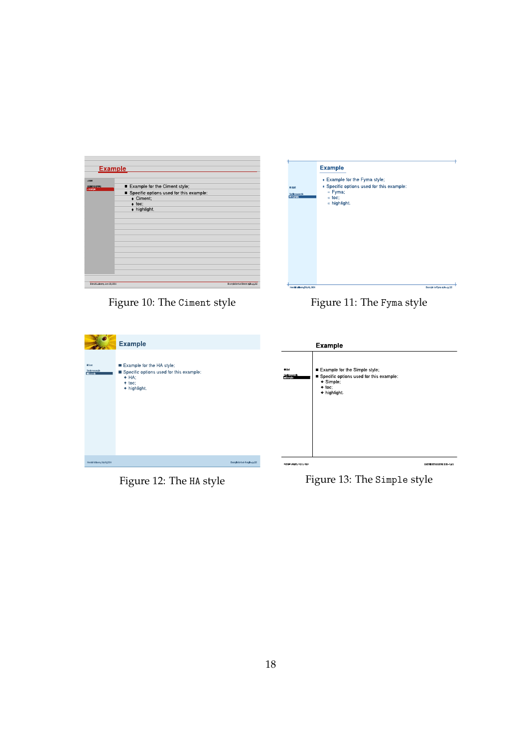Figure 10: The `Ciment` style

Figure 11: The `Fyma` style

Figure 12: The `HA` style

Figure 13: The `Simple` style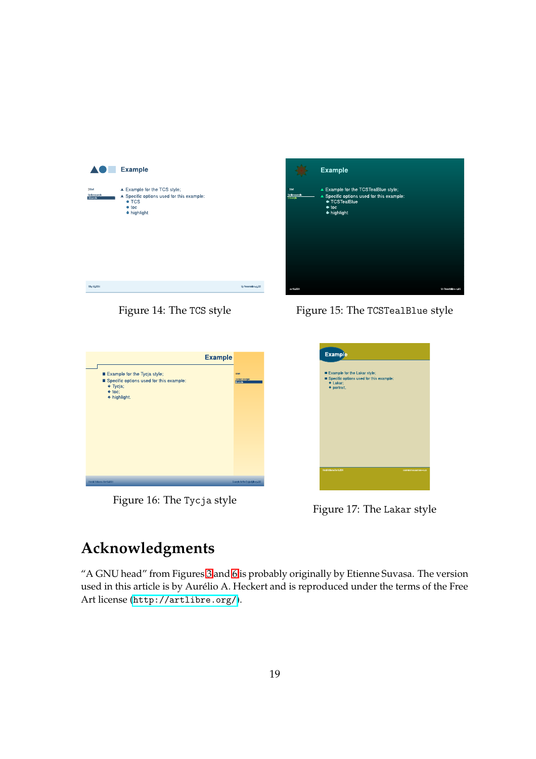Figure 14: The TCS style

Figure 15: The TCSTealBlue style

Figure 16: The Tycja style

Figure 17: The Lakar style

## Acknowledgments

"A GNU head" from Figures 3 and 6 is probably originally by Etienne Suvasa. The version used in this article is by Aurélio A. Heckert and is reproduced under the terms of the Free Art license (http://artlibre.org/).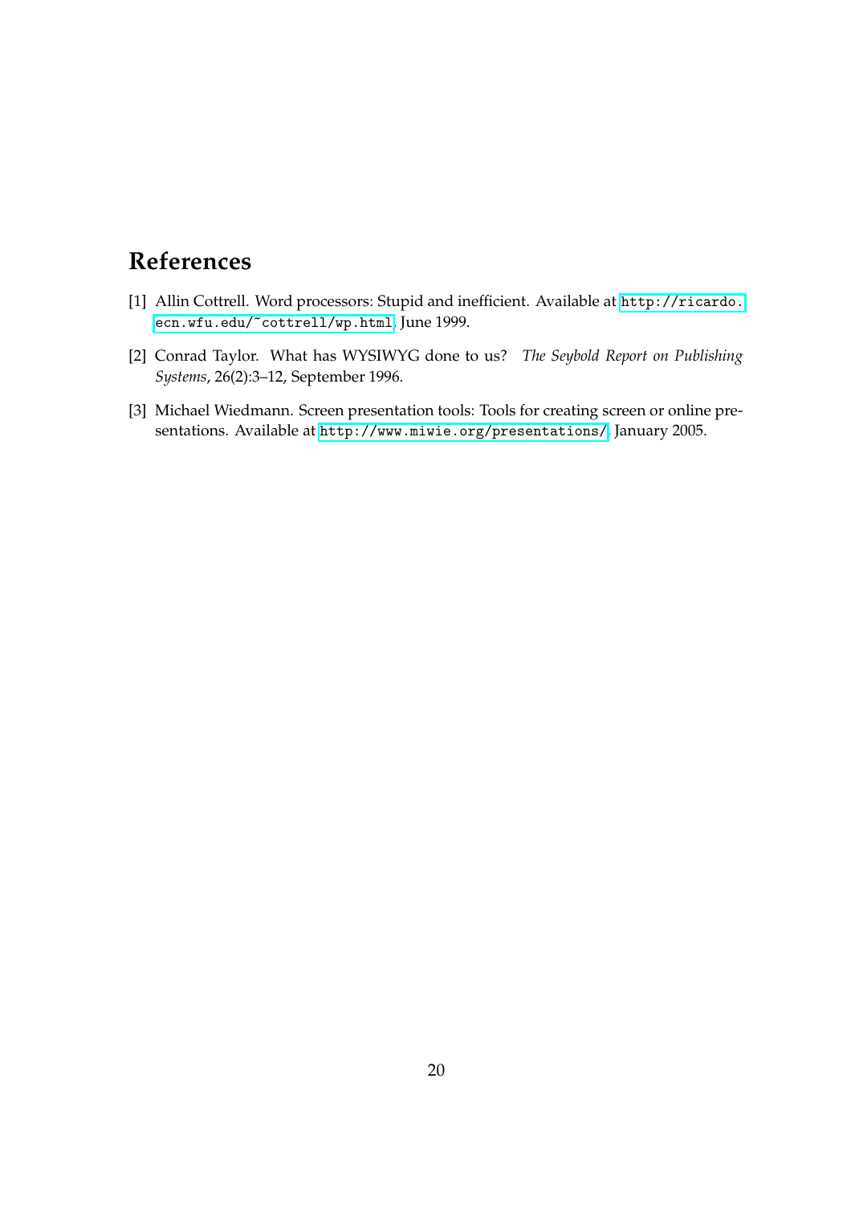# References

[1] Allin Cottrell. Word processors: Stupid and inefficient. Available at http://ricardo.ecn.wfu.edu/~cottrell/wp.html. June 1999.

[2] Conrad Taylor. What has WYSIWYG done to us? *The Seybold Report on Publishing Systems*, 26(2):3–12, September 1996.

[3] Michael Wiedmann. Screen presentation tools: Tools for creating screen or online presentations. Available at http://www.miwie.org/presentations/. January 2005.